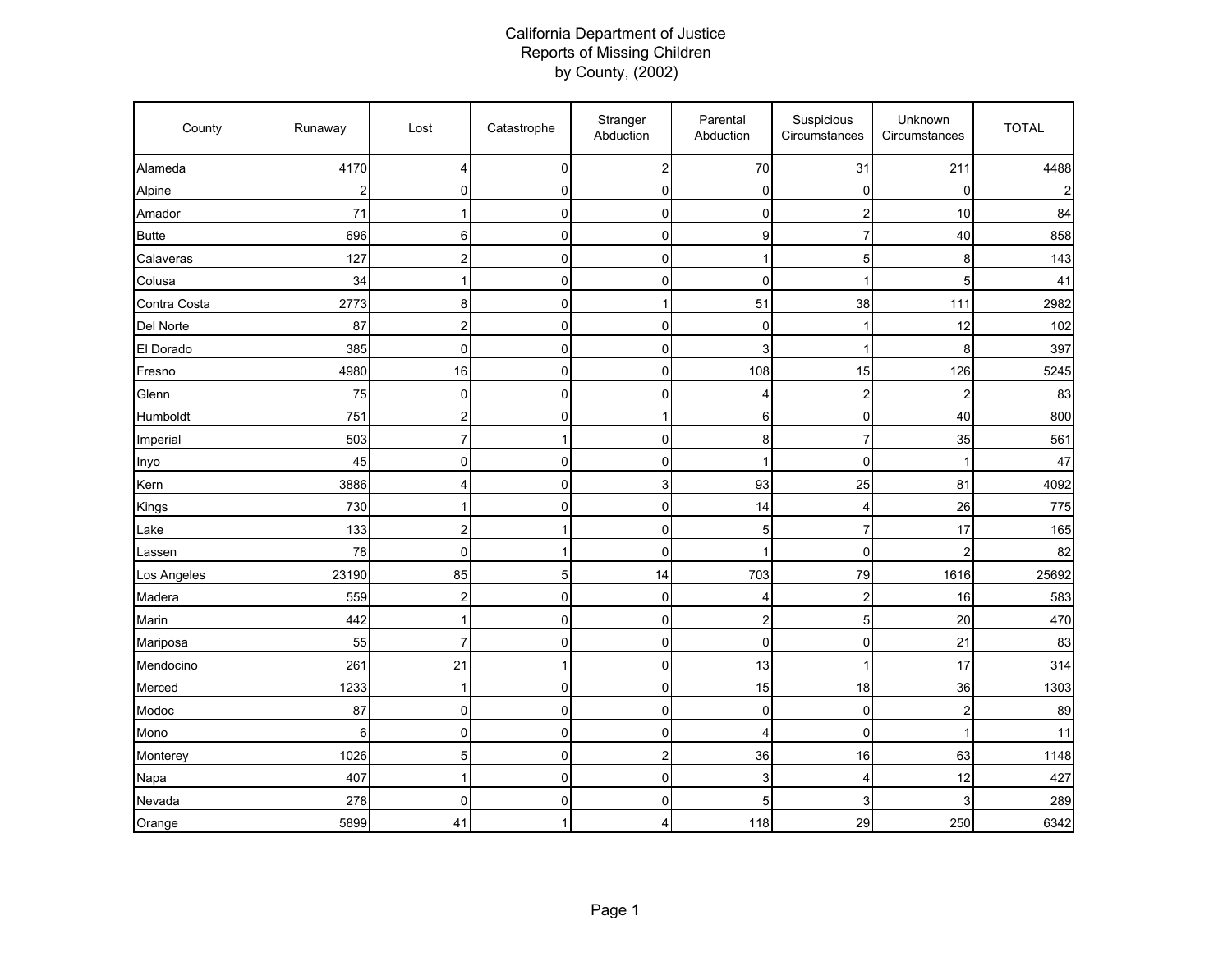# California Department of Justice
## Reports of Missing Children
### by County, (2002)

| County | Runaway | Lost | Catastrophe | Stranger Abduction | Parental Abduction | Suspicious Circumstances | Unknown Circumstances | TOTAL |
|---|---|---|---|---|---|---|---|---|
| Alameda | 4170 | 4 | 0 | 2 | 70 | 31 | 211 | 4488 |
| Alpine | 2 | 0 | 0 | 0 | 0 | 0 | 0 | 2 |
| Amador | 71 | 1 | 0 | 0 | 0 | 2 | 10 | 84 |
| Butte | 696 | 6 | 0 | 0 | 9 | 7 | 40 | 858 |
| Calaveras | 127 | 2 | 0 | 0 | 1 | 5 | 8 | 143 |
| Colusa | 34 | 1 | 0 | 0 | 0 | 1 | 5 | 41 |
| Contra Costa | 2773 | 8 | 0 | 1 | 51 | 38 | 111 | 2982 |
| Del Norte | 87 | 2 | 0 | 0 | 0 | 1 | 12 | 102 |
| El Dorado | 385 | 0 | 0 | 0 | 3 | 1 | 8 | 397 |
| Fresno | 4980 | 16 | 0 | 0 | 108 | 15 | 126 | 5245 |
| Glenn | 75 | 0 | 0 | 0 | 4 | 2 | 2 | 83 |
| Humboldt | 751 | 2 | 0 | 1 | 6 | 0 | 40 | 800 |
| Imperial | 503 | 7 | 1 | 0 | 8 | 7 | 35 | 561 |
| Inyo | 45 | 0 | 0 | 0 | 1 | 0 | 1 | 47 |
| Kern | 3886 | 4 | 0 | 3 | 93 | 25 | 81 | 4092 |
| Kings | 730 | 1 | 0 | 0 | 14 | 4 | 26 | 775 |
| Lake | 133 | 2 | 1 | 0 | 5 | 7 | 17 | 165 |
| Lassen | 78 | 0 | 1 | 0 | 1 | 0 | 2 | 82 |
| Los Angeles | 23190 | 85 | 5 | 14 | 703 | 79 | 1616 | 25692 |
| Madera | 559 | 2 | 0 | 0 | 4 | 2 | 16 | 583 |
| Marin | 442 | 1 | 0 | 0 | 2 | 5 | 20 | 470 |
| Mariposa | 55 | 7 | 0 | 0 | 0 | 0 | 21 | 83 |
| Mendocino | 261 | 21 | 1 | 0 | 13 | 1 | 17 | 314 |
| Merced | 1233 | 1 | 0 | 0 | 15 | 18 | 36 | 1303 |
| Modoc | 87 | 0 | 0 | 0 | 0 | 0 | 2 | 89 |
| Mono | 6 | 0 | 0 | 0 | 4 | 0 | 1 | 11 |
| Monterey | 1026 | 5 | 0 | 2 | 36 | 16 | 63 | 1148 |
| Napa | 407 | 1 | 0 | 0 | 3 | 4 | 12 | 427 |
| Nevada | 278 | 0 | 0 | 0 | 5 | 3 | 3 | 289 |
| Orange | 5899 | 41 | 1 | 4 | 118 | 29 | 250 | 6342 |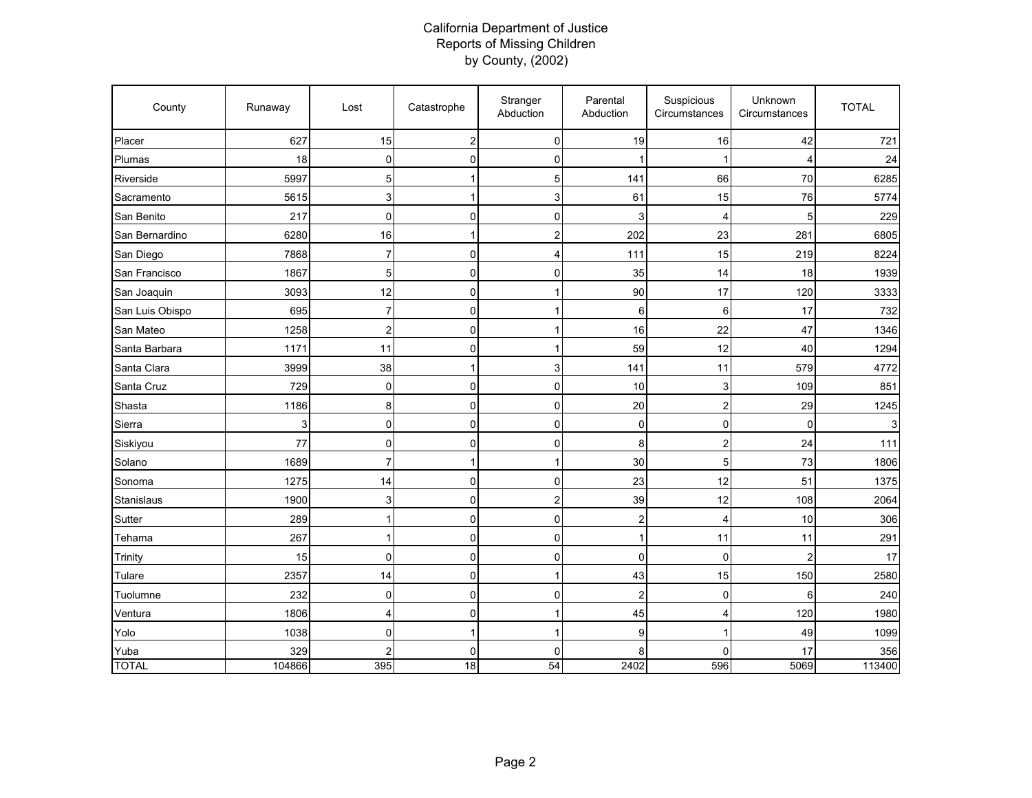California Department of Justice
Reports of Missing Children
by County, (2002)

| County | Runaway | Lost | Catastrophe | Stranger Abduction | Parental Abduction | Suspicious Circumstances | Unknown Circumstances | TOTAL |
|---|---|---|---|---|---|---|---|---|
| Placer | 627 | 15 | 2 | 0 | 19 | 16 | 42 | 721 |
| Plumas | 18 | 0 | 0 | 0 | 1 | 1 | 4 | 24 |
| Riverside | 5997 | 5 | 1 | 5 | 141 | 66 | 70 | 6285 |
| Sacramento | 5615 | 3 | 1 | 3 | 61 | 15 | 76 | 5774 |
| San Benito | 217 | 0 | 0 | 0 | 3 | 4 | 5 | 229 |
| San Bernardino | 6280 | 16 | 1 | 2 | 202 | 23 | 281 | 6805 |
| San Diego | 7868 | 7 | 0 | 4 | 111 | 15 | 219 | 8224 |
| San Francisco | 1867 | 5 | 0 | 0 | 35 | 14 | 18 | 1939 |
| San Joaquin | 3093 | 12 | 0 | 1 | 90 | 17 | 120 | 3333 |
| San Luis Obispo | 695 | 7 | 0 | 1 | 6 | 6 | 17 | 732 |
| San Mateo | 1258 | 2 | 0 | 1 | 16 | 22 | 47 | 1346 |
| Santa Barbara | 1171 | 11 | 0 | 1 | 59 | 12 | 40 | 1294 |
| Santa Clara | 3999 | 38 | 1 | 3 | 141 | 11 | 579 | 4772 |
| Santa Cruz | 729 | 0 | 0 | 0 | 10 | 3 | 109 | 851 |
| Shasta | 1186 | 8 | 0 | 0 | 20 | 2 | 29 | 1245 |
| Sierra | 3 | 0 | 0 | 0 | 0 | 0 | 0 | 3 |
| Siskiyou | 77 | 0 | 0 | 0 | 8 | 2 | 24 | 111 |
| Solano | 1689 | 7 | 1 | 1 | 30 | 5 | 73 | 1806 |
| Sonoma | 1275 | 14 | 0 | 0 | 23 | 12 | 51 | 1375 |
| Stanislaus | 1900 | 3 | 0 | 2 | 39 | 12 | 108 | 2064 |
| Sutter | 289 | 1 | 0 | 0 | 2 | 4 | 10 | 306 |
| Tehama | 267 | 1 | 0 | 0 | 1 | 11 | 11 | 291 |
| Trinity | 15 | 0 | 0 | 0 | 0 | 0 | 2 | 17 |
| Tulare | 2357 | 14 | 0 | 1 | 43 | 15 | 150 | 2580 |
| Tuolumne | 232 | 0 | 0 | 0 | 2 | 0 | 6 | 240 |
| Ventura | 1806 | 4 | 0 | 1 | 45 | 4 | 120 | 1980 |
| Yolo | 1038 | 0 | 1 | 1 | 9 | 1 | 49 | 1099 |
| Yuba | 329 | 2 | 0 | 0 | 8 | 0 | 17 | 356 |
| TOTAL | 104866 | 395 | 18 | 54 | 2402 | 596 | 5069 | 113400 |